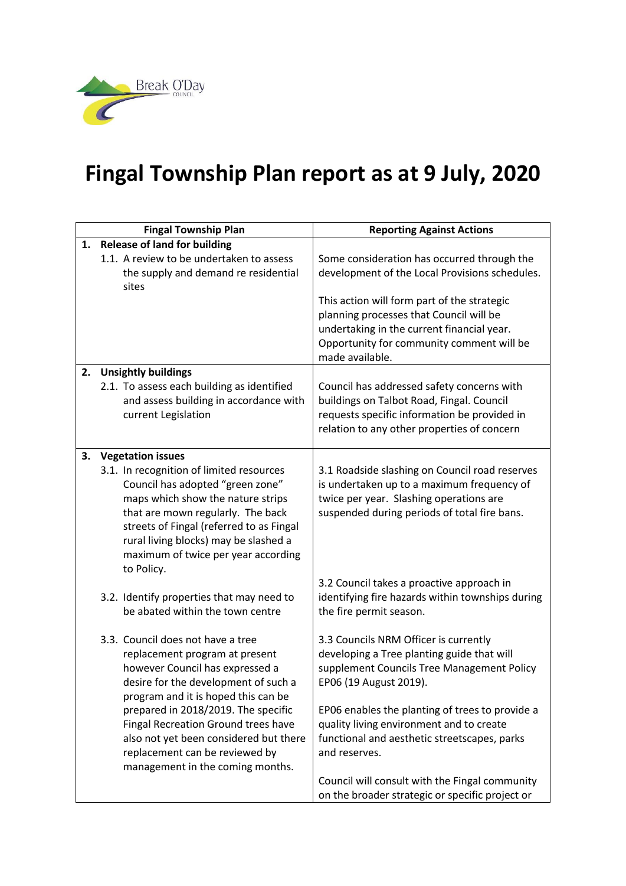# Fingal Township Plan report as at 9 July, 2020

| Fingal Township Plan | Reporting Against Actions |
|---|---|
| **1. Release of land for building**<br>1.1. A review to be undertaken to assess the supply and demand re residential sites | Some consideration has occurred through the development of the Local Provisions schedules.<br><br>This action will form part of the strategic planning processes that Council will be undertaking in the current financial year. Opportunity for community comment will be made available. |
| **2. Unsightly buildings**<br>2.1. To assess each building as identified and assess building in accordance with current Legislation | Council has addressed safety concerns with buildings on Talbot Road, Fingal. Council requests specific information be provided in relation to any other properties of concern |
| **3. Vegetation issues**<br>3.1. In recognition of limited resources Council has adopted "green zone" maps which show the nature strips that are mown regularly. The back streets of Fingal (referred to as Fingal rural living blocks) may be slashed a maximum of twice per year according to Policy.<br><br>3.2. Identify properties that may need to be abated within the town centre<br><br>3.3. Council does not have a tree replacement program at present however Council has expressed a desire for the development of such a program and it is hoped this can be prepared in 2018/2019. The specific Fingal Recreation Ground trees have also not yet been considered but there replacement can be reviewed by management in the coming months. | 3.1 Roadside slashing on Council road reserves is undertaken up to a maximum frequency of twice per year. Slashing operations are suspended during periods of total fire bans.<br><br>3.2 Council takes a proactive approach in identifying fire hazards within townships during the fire permit season.<br><br>3.3 Councils NRM Officer is currently developing a Tree planting guide that will supplement Councils Tree Management Policy EP06 (19 August 2019).<br><br>EP06 enables the planting of trees to provide a quality living environment and to create functional and aesthetic streetscapes, parks and reserves.<br><br>Council will consult with the Fingal community on the broader strategic or specific project or |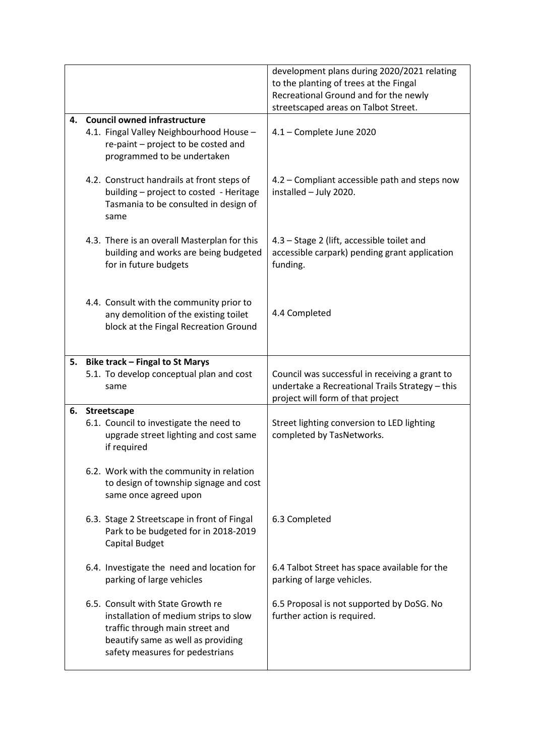| | |
|---|---|
| | development plans during 2020/2021 relating to the planting of trees at the Fingal Recreational Ground and for the newly streetscaped areas on Talbot Street. |
| **4. Council owned infrastructure**<br>4.1. Fingal Valley Neighbourhood House – re-paint – project to be costed and programmed to be undertaken<br><br>4.2. Construct handrails at front steps of building – project to costed - Heritage Tasmania to be consulted in design of same<br><br>4.3. There is an overall Masterplan for this building and works are being budgeted for in future budgets<br><br>4.4. Consult with the community prior to any demolition of the existing toilet block at the Fingal Recreation Ground | 4.1 – Complete June 2020<br><br>4.2 – Compliant accessible path and steps now installed – July 2020.<br><br>4.3 – Stage 2 (lift, accessible toilet and accessible carpark) pending grant application funding.<br><br>4.4 Completed |
| **5. Bike track – Fingal to St Marys**<br>5.1. To develop conceptual plan and cost same | Council was successful in receiving a grant to undertake a Recreational Trails Strategy – this project will form of that project |
| **6. Streetscape**<br>6.1. Council to investigate the need to upgrade street lighting and cost same if required<br><br>6.2. Work with the community in relation to design of township signage and cost same once agreed upon<br><br>6.3. Stage 2 Streetscape in front of Fingal Park to be budgeted for in 2018-2019 Capital Budget<br><br>6.4. Investigate the need and location for parking of large vehicles<br><br>6.5. Consult with State Growth re installation of medium strips to slow traffic through main street and beautify same as well as providing safety measures for pedestrians | Street lighting conversion to LED lighting completed by TasNetworks.<br><br><br>6.3 Completed<br><br>6.4 Talbot Street has space available for the parking of large vehicles.<br><br>6.5 Proposal is not supported by DoSG. No further action is required. |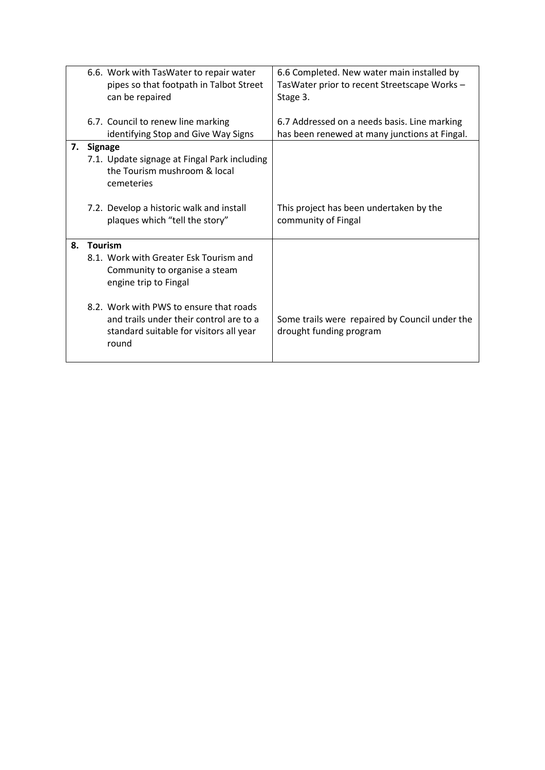| | | |
|---|---|---|
| | 6.6. Work with TasWater to repair water pipes so that footpath in Talbot Street can be repaired<br><br>6.7. Council to renew line marking identifying Stop and Give Way Signs | 6.6 Completed. New water main installed by TasWater prior to recent Streetscape Works – Stage 3.<br><br>6.7 Addressed on a needs basis. Line marking has been renewed at many junctions at Fingal. |
| **7.** | **Signage**<br>7.1. Update signage at Fingal Park including the Tourism mushroom & local cemeteries<br><br>7.2. Develop a historic walk and install plaques which "tell the story" | <br><br><br><br>This project has been undertaken by the community of Fingal |
| **8.** | **Tourism**<br>8.1. Work with Greater Esk Tourism and Community to organise a steam engine trip to Fingal<br><br>8.2. Work with PWS to ensure that roads and trails under their control are to a standard suitable for visitors all year round | <br><br><br><br><br>Some trails were repaired by Council under the drought funding program |